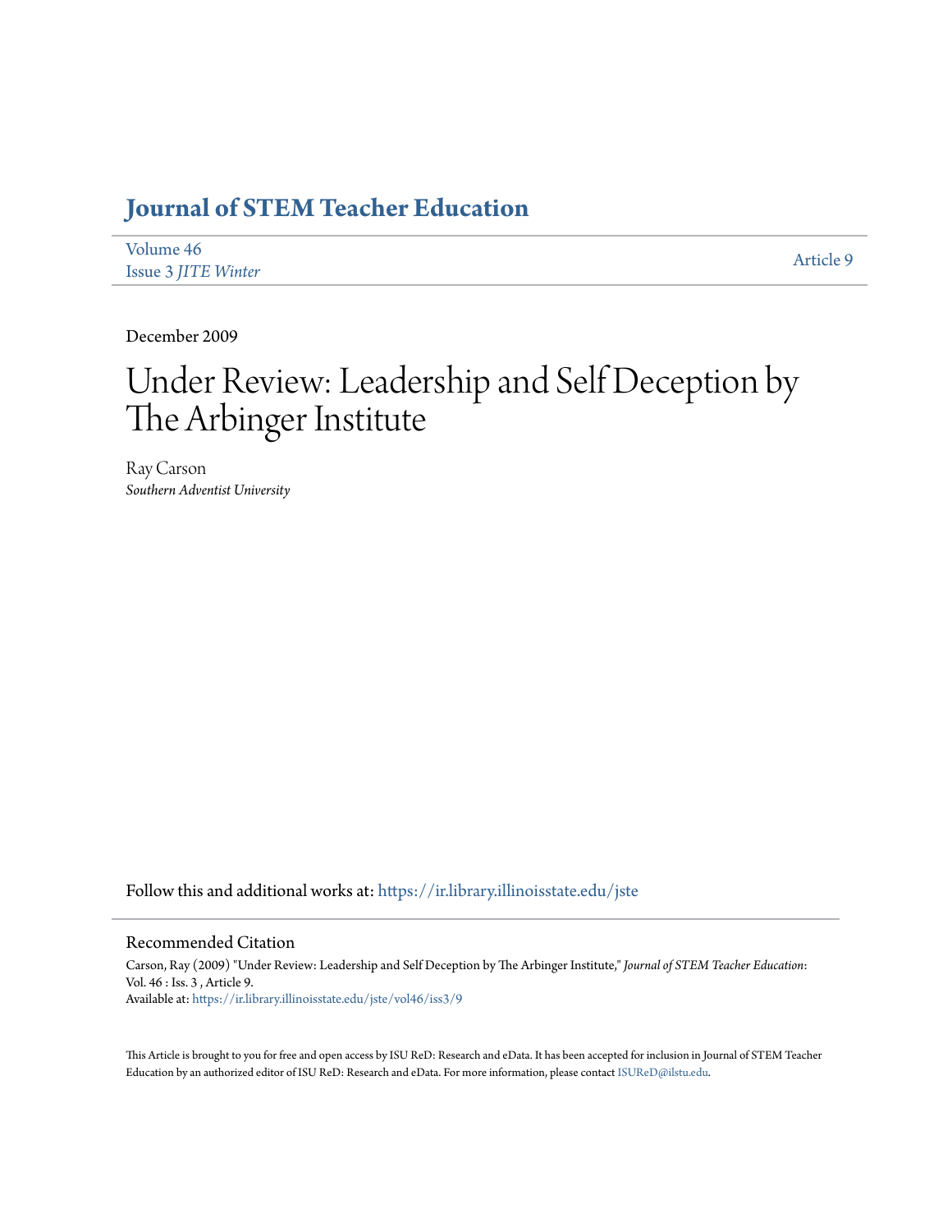# Journal of STEM Teacher Education

Volume 46
Issue 3 *JITE Winter*

Article 9

December 2009

# Under Review: Leadership and Self Deception by The Arbinger Institute

Ray Carson
*Southern Adventist University*

Follow this and additional works at: https://ir.library.illinoisstate.edu/jste

## Recommended Citation

Carson, Ray (2009) "Under Review: Leadership and Self Deception by The Arbinger Institute," *Journal of STEM Teacher Education*: Vol. 46 : Iss. 3 , Article 9.
Available at: https://ir.library.illinoisstate.edu/jste/vol46/iss3/9

This Article is brought to you for free and open access by ISU ReD: Research and eData. It has been accepted for inclusion in Journal of STEM Teacher Education by an authorized editor of ISU ReD: Research and eData. For more information, please contact ISUReD@ilstu.edu.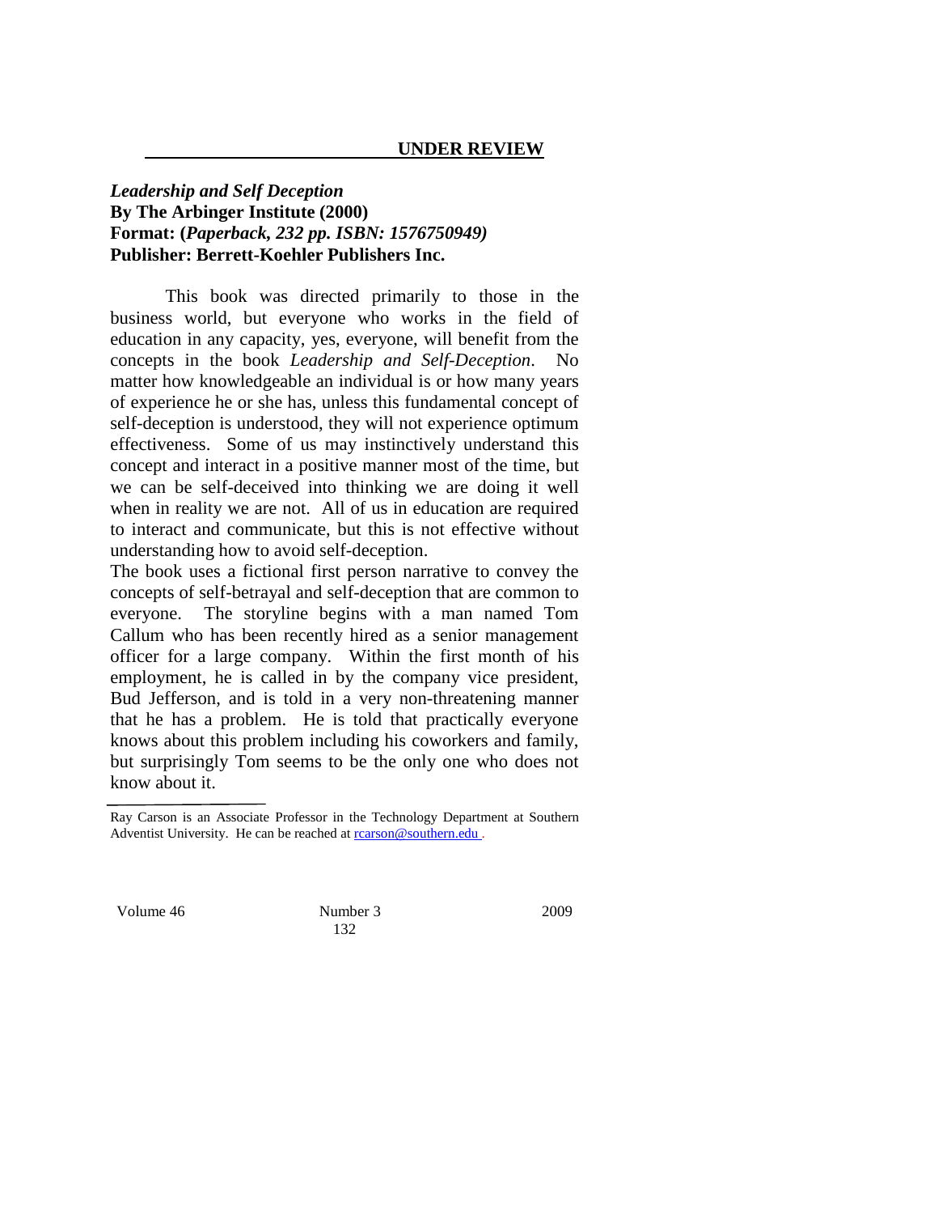## UNDER REVIEW

***Leadership and Self Deception***
**By The Arbinger Institute (2000)**
**Format: (*Paperback, 232 pp. ISBN: 1576750949)***
**Publisher: Berrett-Koehler Publishers Inc.**

This book was directed primarily to those in the business world, but everyone who works in the field of education in any capacity, yes, everyone, will benefit from the concepts in the book *Leadership and Self-Deception*. No matter how knowledgeable an individual is or how many years of experience he or she has, unless this fundamental concept of self-deception is understood, they will not experience optimum effectiveness. Some of us may instinctively understand this concept and interact in a positive manner most of the time, but we can be self-deceived into thinking we are doing it well when in reality we are not. All of us in education are required to interact and communicate, but this is not effective without understanding how to avoid self-deception.

The book uses a fictional first person narrative to convey the concepts of self-betrayal and self-deception that are common to everyone. The storyline begins with a man named Tom Callum who has been recently hired as a senior management officer for a large company. Within the first month of his employment, he is called in by the company vice president, Bud Jefferson, and is told in a very non-threatening manner that he has a problem. He is told that practically everyone knows about this problem including his coworkers and family, but surprisingly Tom seems to be the only one who does not know about it.

---

Ray Carson is an Associate Professor in the Technology Department at Southern Adventist University. He can be reached at rcarson@southern.edu .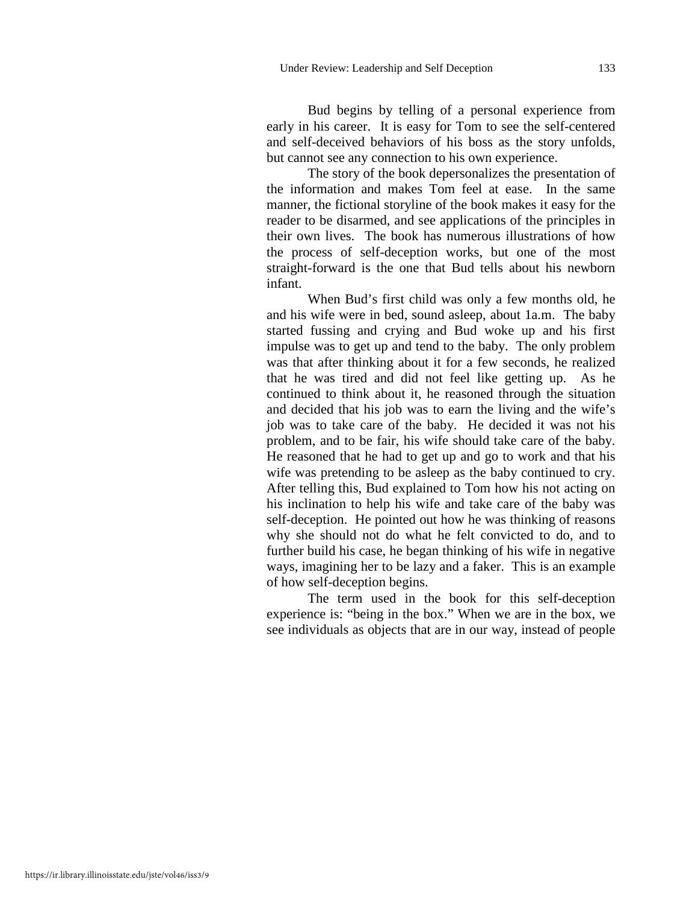Bud begins by telling of a personal experience from early in his career. It is easy for Tom to see the self-centered and self-deceived behaviors of his boss as the story unfolds, but cannot see any connection to his own experience.

The story of the book depersonalizes the presentation of the information and makes Tom feel at ease. In the same manner, the fictional storyline of the book makes it easy for the reader to be disarmed, and see applications of the principles in their own lives. The book has numerous illustrations of how the process of self-deception works, but one of the most straight-forward is the one that Bud tells about his newborn infant.

When Bud's first child was only a few months old, he and his wife were in bed, sound asleep, about 1a.m. The baby started fussing and crying and Bud woke up and his first impulse was to get up and tend to the baby. The only problem was that after thinking about it for a few seconds, he realized that he was tired and did not feel like getting up. As he continued to think about it, he reasoned through the situation and decided that his job was to earn the living and the wife's job was to take care of the baby. He decided it was not his problem, and to be fair, his wife should take care of the baby. He reasoned that he had to get up and go to work and that his wife was pretending to be asleep as the baby continued to cry. After telling this, Bud explained to Tom how his not acting on his inclination to help his wife and take care of the baby was self-deception. He pointed out how he was thinking of reasons why she should not do what he felt convicted to do, and to further build his case, he began thinking of his wife in negative ways, imagining her to be lazy and a faker. This is an example of how self-deception begins.

The term used in the book for this self-deception experience is: "being in the box." When we are in the box, we see individuals as objects that are in our way, instead of people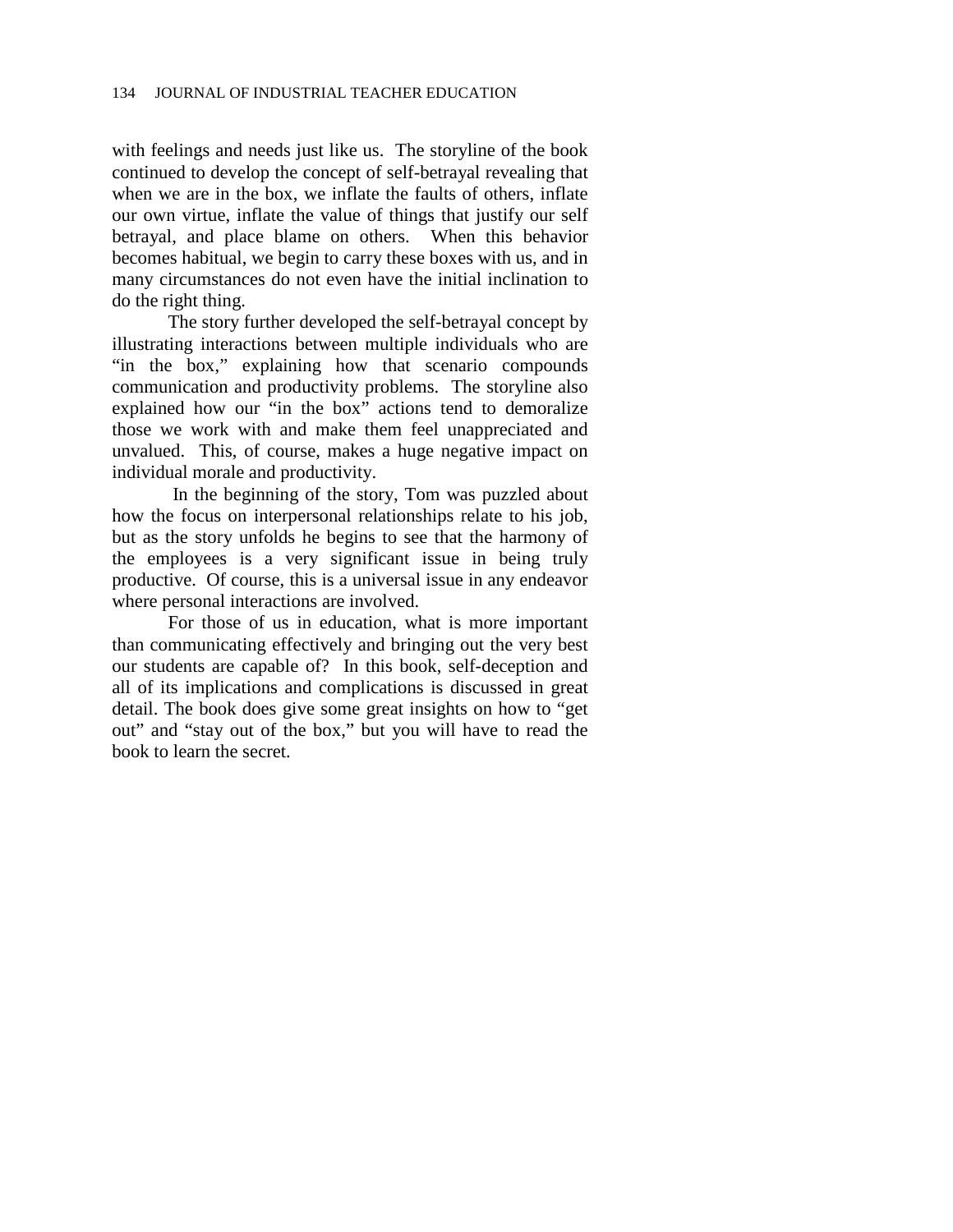with feelings and needs just like us. The storyline of the book continued to develop the concept of self-betrayal revealing that when we are in the box, we inflate the faults of others, inflate our own virtue, inflate the value of things that justify our self betrayal, and place blame on others. When this behavior becomes habitual, we begin to carry these boxes with us, and in many circumstances do not even have the initial inclination to do the right thing.

The story further developed the self-betrayal concept by illustrating interactions between multiple individuals who are "in the box," explaining how that scenario compounds communication and productivity problems. The storyline also explained how our "in the box" actions tend to demoralize those we work with and make them feel unappreciated and unvalued. This, of course, makes a huge negative impact on individual morale and productivity.

In the beginning of the story, Tom was puzzled about how the focus on interpersonal relationships relate to his job, but as the story unfolds he begins to see that the harmony of the employees is a very significant issue in being truly productive. Of course, this is a universal issue in any endeavor where personal interactions are involved.

For those of us in education, what is more important than communicating effectively and bringing out the very best our students are capable of? In this book, self-deception and all of its implications and complications is discussed in great detail. The book does give some great insights on how to "get out" and "stay out of the box," but you will have to read the book to learn the secret.